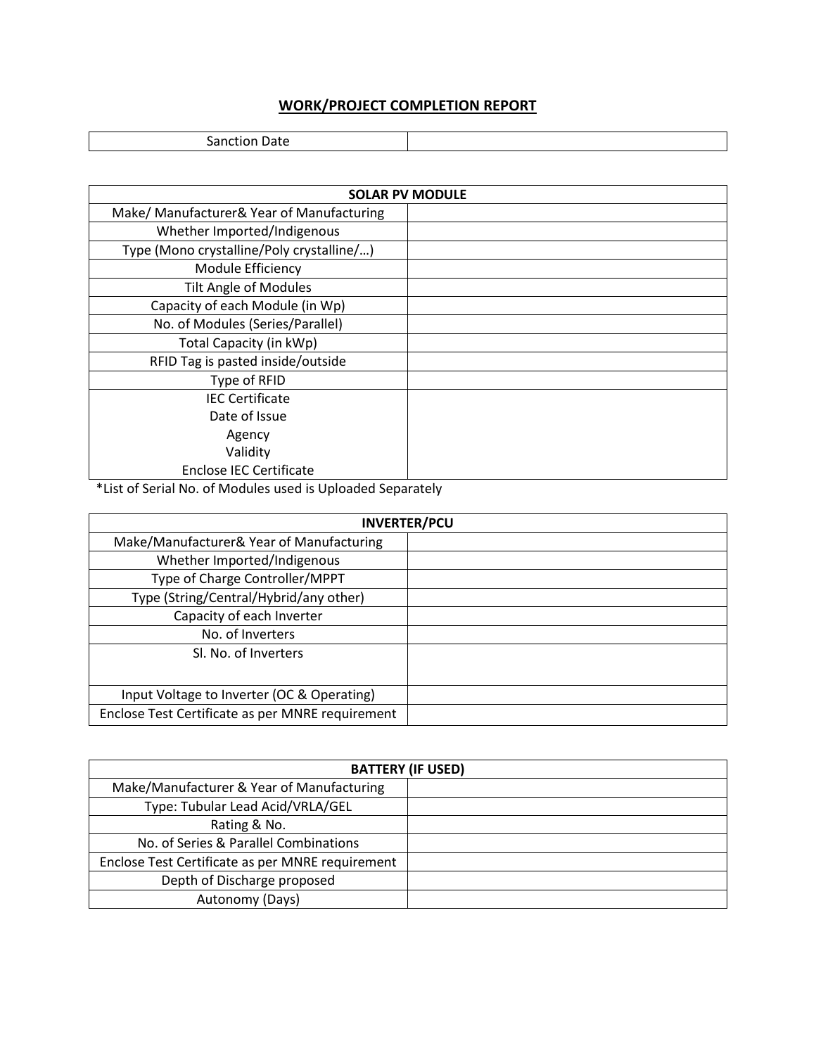## WORK/PROJECT COMPLETION REPORT

| Sanction Date | |
|---|---|

| SOLAR PV MODULE | |
|---|---|
| Make/ Manufacturer& Year of Manufacturing | |
| Whether Imported/Indigenous | |
| Type (Mono crystalline/Poly crystalline/…) | |
| Module Efficiency | |
| Tilt Angle of Modules | |
| Capacity of each Module (in Wp) | |
| No. of Modules (Series/Parallel) | |
| Total Capacity (in kWp) | |
| RFID Tag is pasted inside/outside | |
| Type of RFID | |
| IEC Certificate<br>Date of Issue<br>Agency<br>Validity<br>Enclose IEC Certificate | |

*List of Serial No. of Modules used is Uploaded Separately

| INVERTER/PCU | |
|---|---|
| Make/Manufacturer& Year of Manufacturing | |
| Whether Imported/Indigenous | |
| Type of Charge Controller/MPPT | |
| Type (String/Central/Hybrid/any other) | |
| Capacity of each Inverter | |
| No. of Inverters | |
| Sl. No. of Inverters | |
| Input Voltage to Inverter (OC & Operating) | |
| Enclose Test Certificate as per MNRE requirement | |

| BATTERY (IF USED) | |
|---|---|
| Make/Manufacturer & Year of Manufacturing | |
| Type: Tubular Lead Acid/VRLA/GEL | |
| Rating & No. | |
| No. of Series & Parallel Combinations | |
| Enclose Test Certificate as per MNRE requirement | |
| Depth of Discharge proposed | |
| Autonomy (Days) | |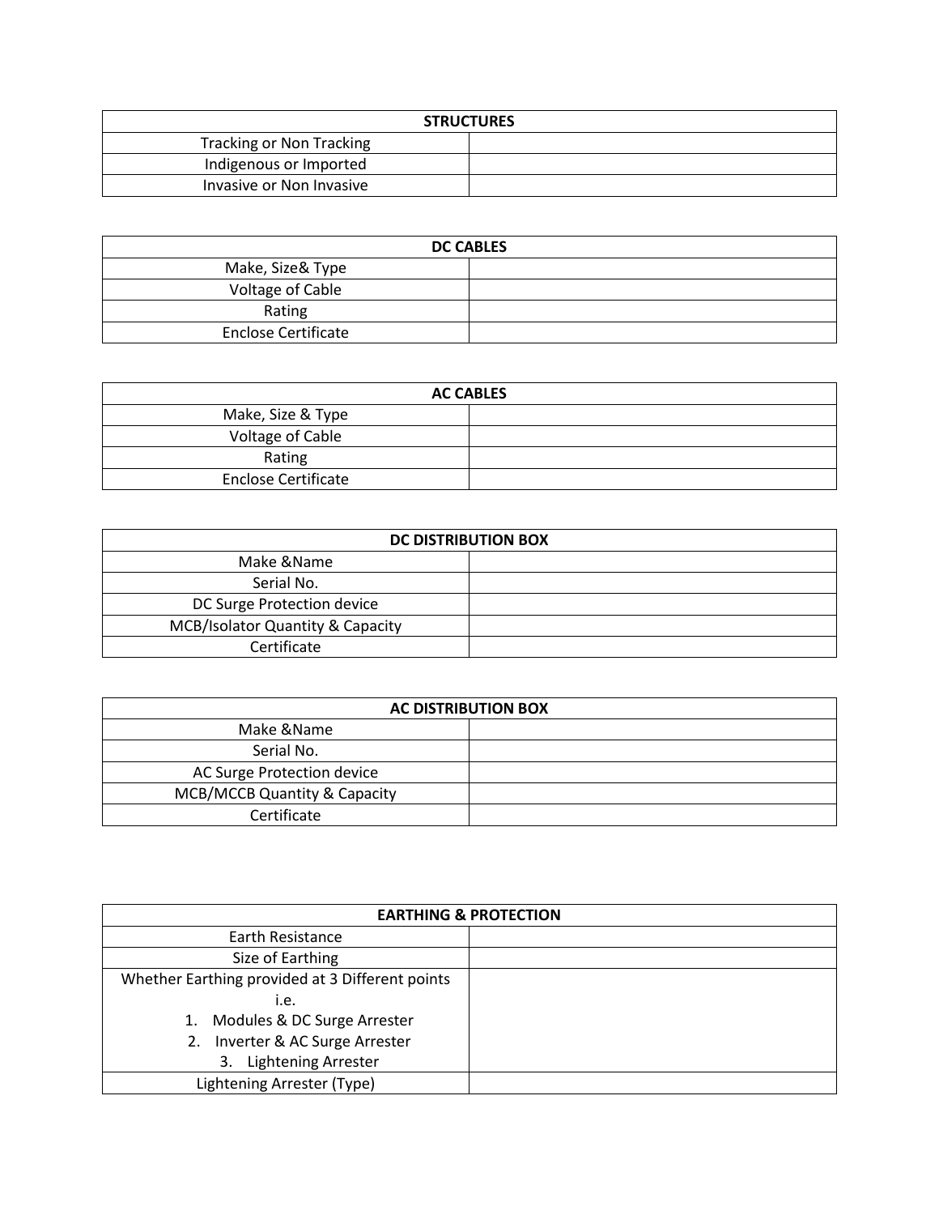| STRUCTURES | |
|---|---|
| Tracking or Non Tracking | |
| Indigenous or Imported | |
| Invasive or Non Invasive | |

| DC CABLES | |
|---|---|
| Make, Size& Type | |
| Voltage of Cable | |
| Rating | |
| Enclose Certificate | |

| AC CABLES | |
|---|---|
| Make, Size & Type | |
| Voltage of Cable | |
| Rating | |
| Enclose Certificate | |

| DC DISTRIBUTION BOX | |
|---|---|
| Make &Name | |
| Serial No. | |
| DC Surge Protection device | |
| MCB/Isolator Quantity & Capacity | |
| Certificate | |

| AC DISTRIBUTION BOX | |
|---|---|
| Make &Name | |
| Serial No. | |
| AC Surge Protection device | |
| MCB/MCCB Quantity & Capacity | |
| Certificate | |

| EARTHING & PROTECTION | |
|---|---|
| Earth Resistance | |
| Size of Earthing | |
| Whether Earthing provided at 3 Different points i.e.<br>1. Modules & DC Surge Arrester<br>2. Inverter & AC Surge Arrester<br>3. Lightening Arrester | |
| Lightening Arrester (Type) | |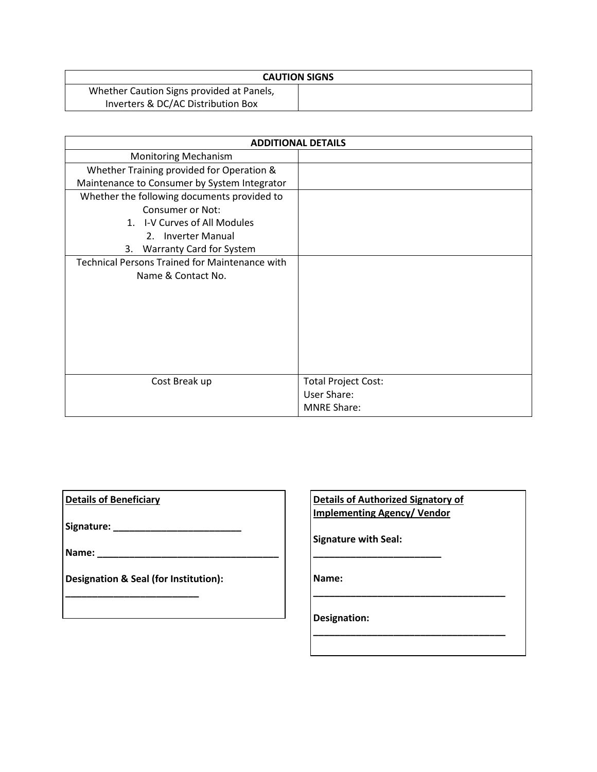| CAUTION SIGNS | |
|---|---|
| Whether Caution Signs provided at Panels, Inverters & DC/AC Distribution Box | |

| ADDITIONAL DETAILS | |
|---|---|
| Monitoring Mechanism | |
| Whether Training provided for Operation & Maintenance to Consumer by System Integrator | |
| Whether the following documents provided to Consumer or Not:<br>1. I-V Curves of All Modules<br>2. Inverter Manual<br>3. Warranty Card for System | |
| Technical Persons Trained for Maintenance with Name & Contact No. | |
| Cost Break up | Total Project Cost:<br>User Share:<br>MNRE Share: |

**Details of Beneficiary**

**Signature: ________________________**

**Name: __________________________________**

**Designation & Seal (for Institution):**
**_________________________**

**Details of Authorized Signatory of Implementing Agency/ Vendor**

**Signature with Seal:**
**________________________**

**Name:**
**____________________________________**

**Designation:**
**____________________________________**